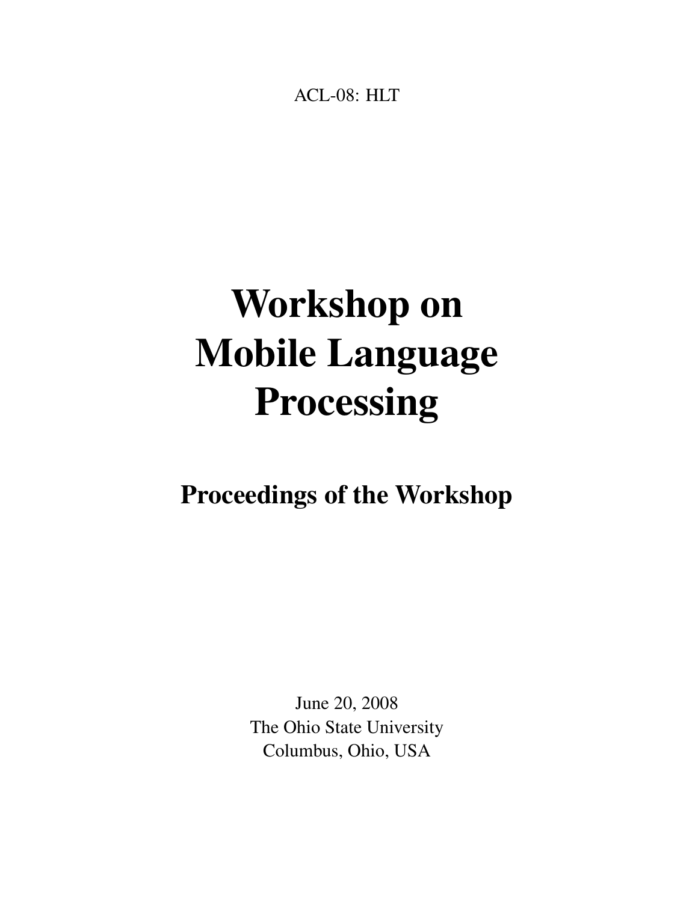ACL-08: HLT

# Workshop on Mobile Language Processing

## Proceedings of the Workshop

June 20, 2008
The Ohio State University
Columbus, Ohio, USA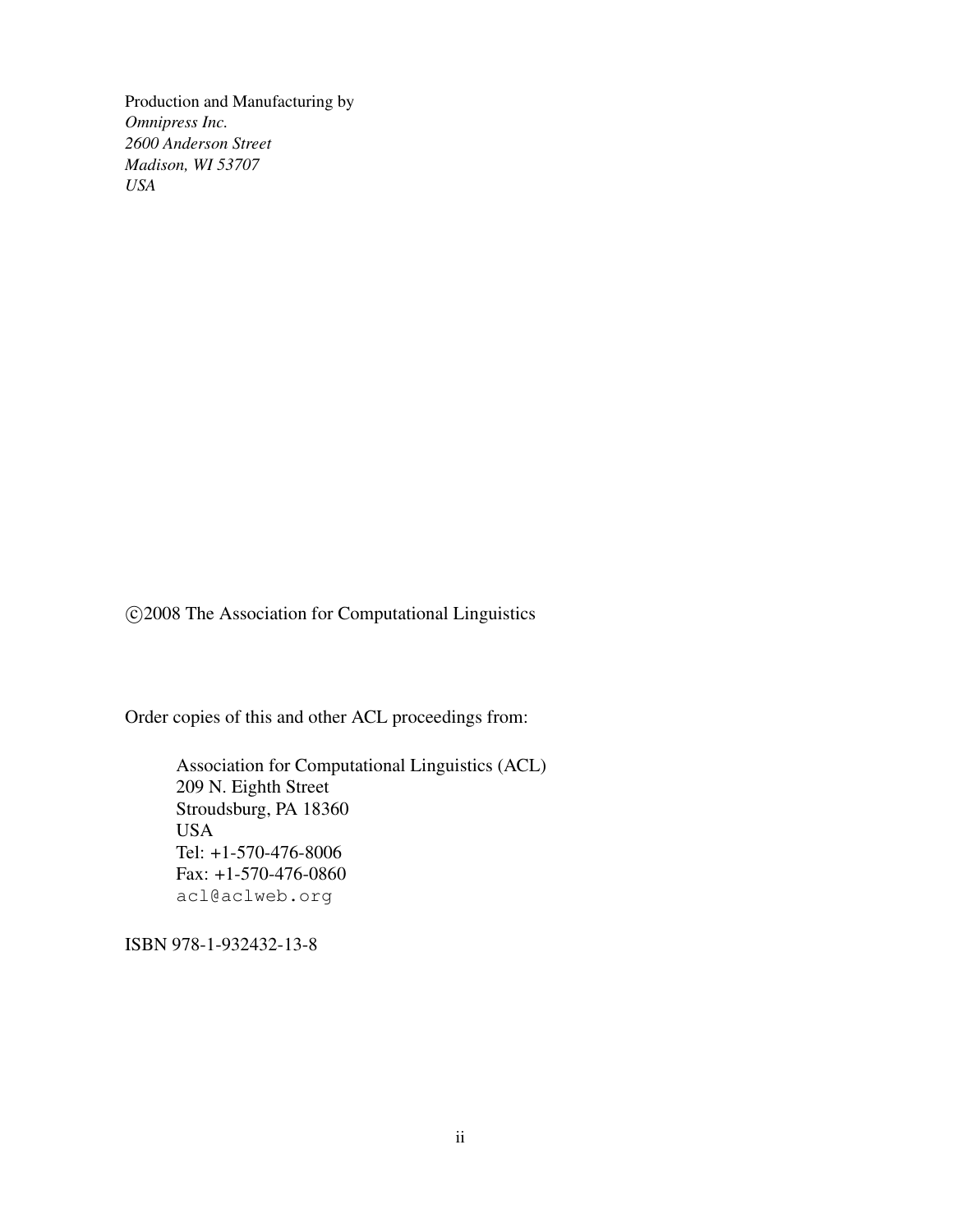Production and Manufacturing by  
*Omnipress Inc.*  
*2600 Anderson Street*  
*Madison, WI 53707*  
*USA*

©2008 The Association for Computational Linguistics

Order copies of this and other ACL proceedings from:

> Association for Computational Linguistics (ACL)  
> 209 N. Eighth Street  
> Stroudsburg, PA 18360  
> USA  
> Tel: +1-570-476-8006  
> Fax: +1-570-476-0860  
> `acl@aclweb.org`

ISBN 978-1-932432-13-8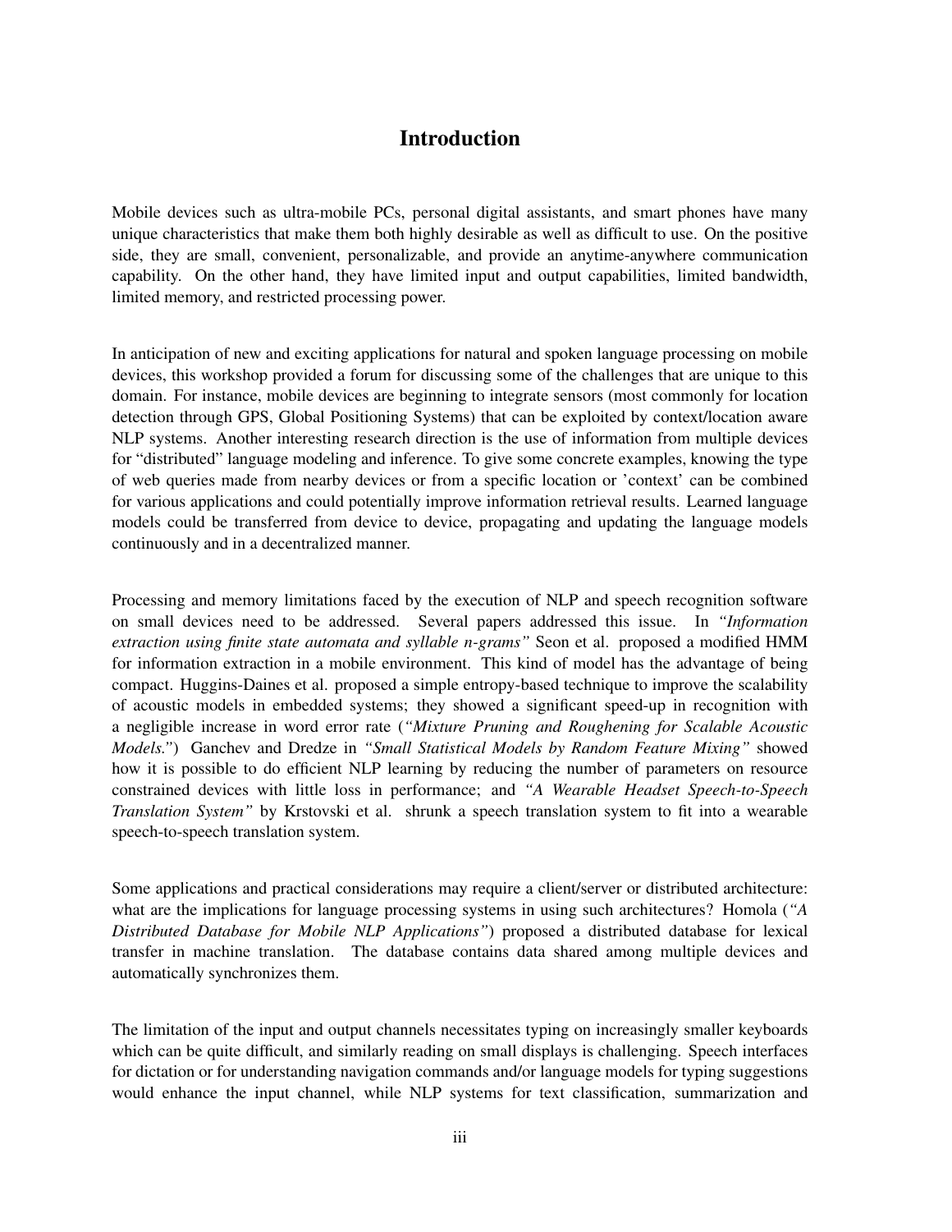# Introduction

Mobile devices such as ultra-mobile PCs, personal digital assistants, and smart phones have many unique characteristics that make them both highly desirable as well as difficult to use. On the positive side, they are small, convenient, personalizable, and provide an anytime-anywhere communication capability. On the other hand, they have limited input and output capabilities, limited bandwidth, limited memory, and restricted processing power.

In anticipation of new and exciting applications for natural and spoken language processing on mobile devices, this workshop provided a forum for discussing some of the challenges that are unique to this domain. For instance, mobile devices are beginning to integrate sensors (most commonly for location detection through GPS, Global Positioning Systems) that can be exploited by context/location aware NLP systems. Another interesting research direction is the use of information from multiple devices for "distributed" language modeling and inference. To give some concrete examples, knowing the type of web queries made from nearby devices or from a specific location or 'context' can be combined for various applications and could potentially improve information retrieval results. Learned language models could be transferred from device to device, propagating and updating the language models continuously and in a decentralized manner.

Processing and memory limitations faced by the execution of NLP and speech recognition software on small devices need to be addressed. Several papers addressed this issue. In *"Information extraction using finite state automata and syllable n-grams"* Seon et al. proposed a modified HMM for information extraction in a mobile environment. This kind of model has the advantage of being compact. Huggins-Daines et al. proposed a simple entropy-based technique to improve the scalability of acoustic models in embedded systems; they showed a significant speed-up in recognition with a negligible increase in word error rate (*"Mixture Pruning and Roughening for Scalable Acoustic Models."*) Ganchev and Dredze in *"Small Statistical Models by Random Feature Mixing"* showed how it is possible to do efficient NLP learning by reducing the number of parameters on resource constrained devices with little loss in performance; and *"A Wearable Headset Speech-to-Speech Translation System"* by Krstovski et al. shrunk a speech translation system to fit into a wearable speech-to-speech translation system.

Some applications and practical considerations may require a client/server or distributed architecture: what are the implications for language processing systems in using such architectures? Homola (*"A Distributed Database for Mobile NLP Applications"*) proposed a distributed database for lexical transfer in machine translation. The database contains data shared among multiple devices and automatically synchronizes them.

The limitation of the input and output channels necessitates typing on increasingly smaller keyboards which can be quite difficult, and similarly reading on small displays is challenging. Speech interfaces for dictation or for understanding navigation commands and/or language models for typing suggestions would enhance the input channel, while NLP systems for text classification, summarization and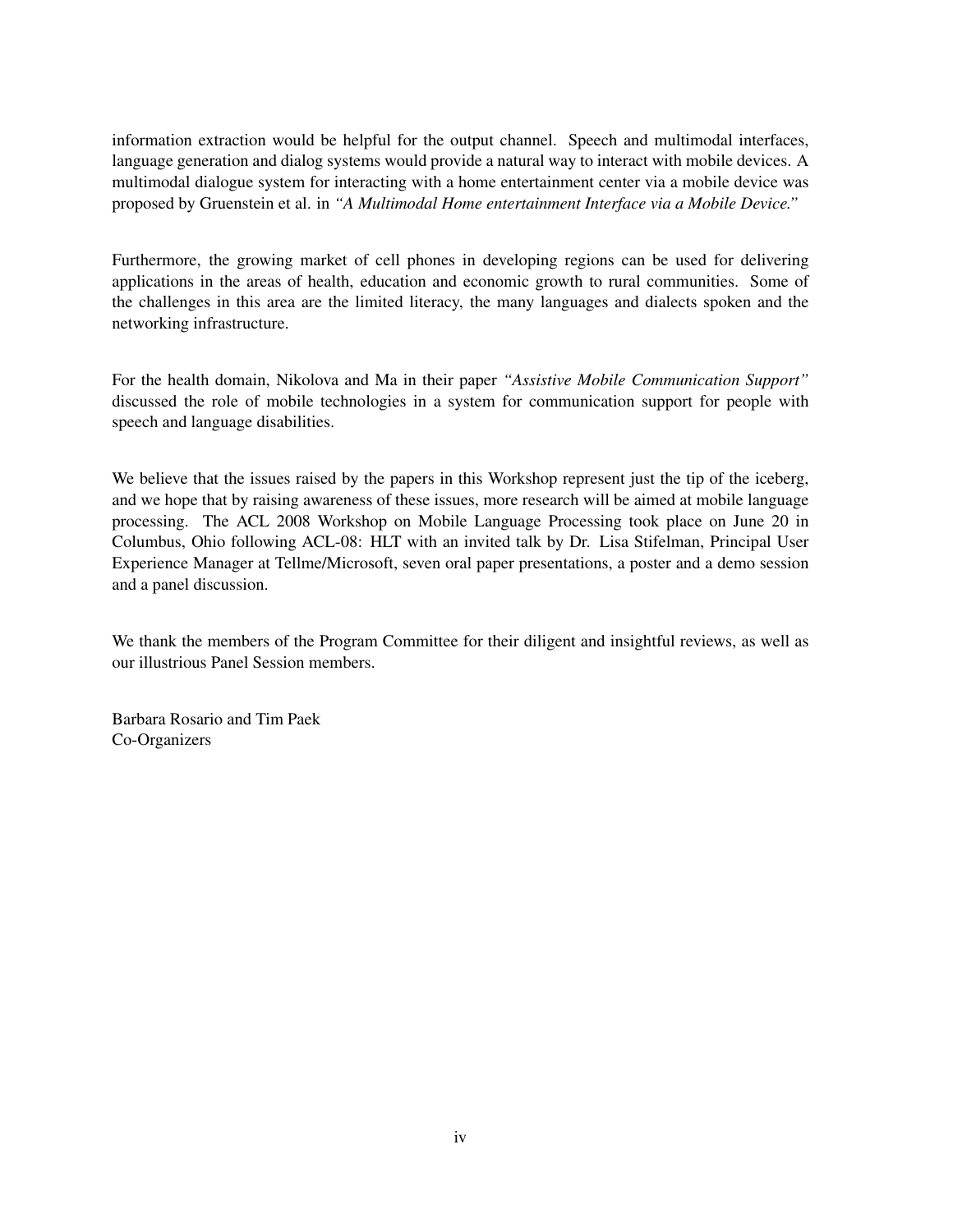information extraction would be helpful for the output channel. Speech and multimodal interfaces, language generation and dialog systems would provide a natural way to interact with mobile devices. A multimodal dialogue system for interacting with a home entertainment center via a mobile device was proposed by Gruenstein et al. in *"A Multimodal Home entertainment Interface via a Mobile Device."*

Furthermore, the growing market of cell phones in developing regions can be used for delivering applications in the areas of health, education and economic growth to rural communities. Some of the challenges in this area are the limited literacy, the many languages and dialects spoken and the networking infrastructure.

For the health domain, Nikolova and Ma in their paper *"Assistive Mobile Communication Support"* discussed the role of mobile technologies in a system for communication support for people with speech and language disabilities.

We believe that the issues raised by the papers in this Workshop represent just the tip of the iceberg, and we hope that by raising awareness of these issues, more research will be aimed at mobile language processing. The ACL 2008 Workshop on Mobile Language Processing took place on June 20 in Columbus, Ohio following ACL-08: HLT with an invited talk by Dr. Lisa Stifelman, Principal User Experience Manager at Tellme/Microsoft, seven oral paper presentations, a poster and a demo session and a panel discussion.

We thank the members of the Program Committee for their diligent and insightful reviews, as well as our illustrious Panel Session members.

Barbara Rosario and Tim Paek
Co-Organizers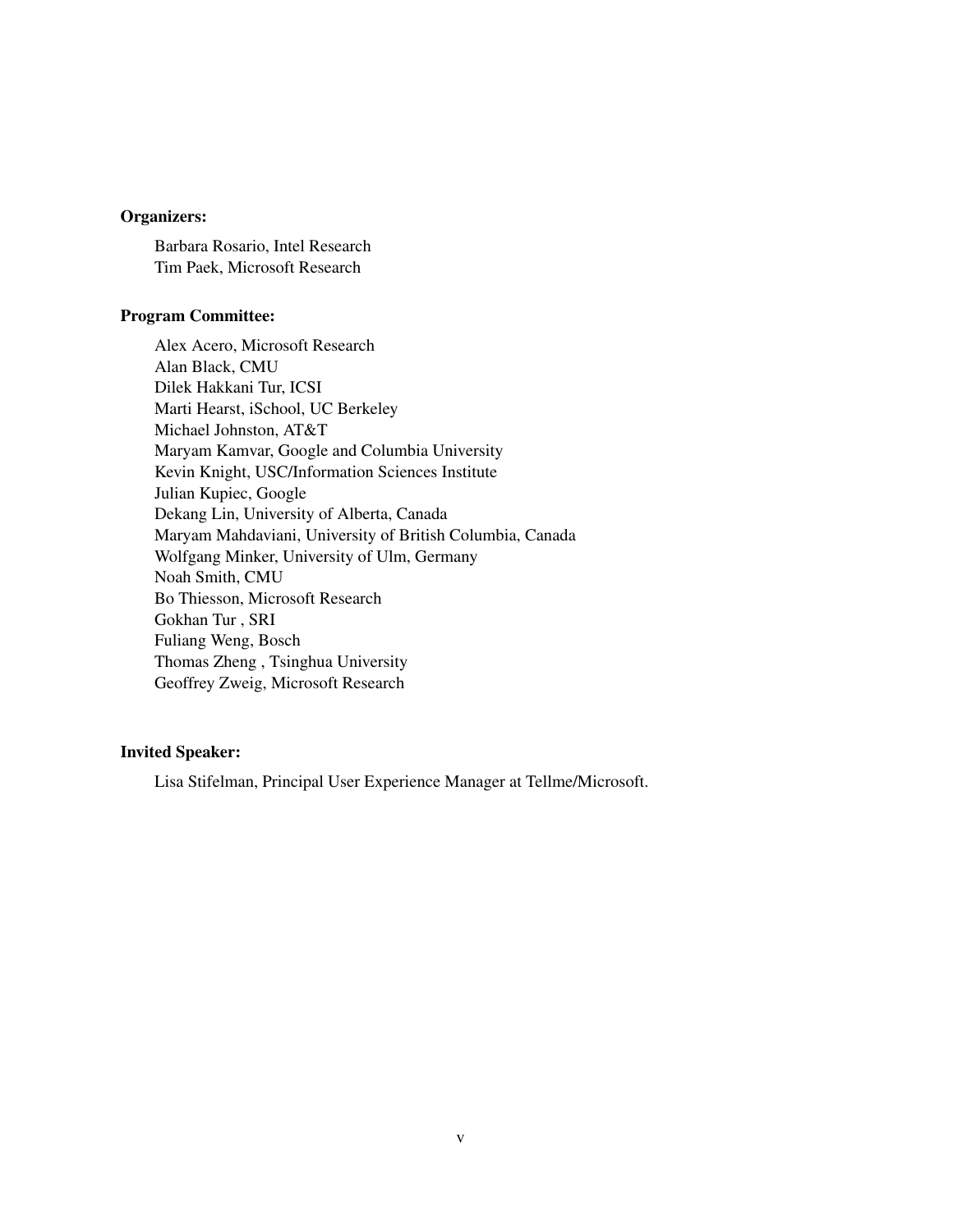**Organizers:**

Barbara Rosario, Intel Research
Tim Paek, Microsoft Research

**Program Committee:**

Alex Acero, Microsoft Research
Alan Black, CMU
Dilek Hakkani Tur, ICSI
Marti Hearst, iSchool, UC Berkeley
Michael Johnston, AT&T
Maryam Kamvar, Google and Columbia University
Kevin Knight, USC/Information Sciences Institute
Julian Kupiec, Google
Dekang Lin, University of Alberta, Canada
Maryam Mahdaviani, University of British Columbia, Canada
Wolfgang Minker, University of Ulm, Germany
Noah Smith, CMU
Bo Thiesson, Microsoft Research
Gokhan Tur , SRI
Fuliang Weng, Bosch
Thomas Zheng , Tsinghua University
Geoffrey Zweig, Microsoft Research

**Invited Speaker:**

Lisa Stifelman, Principal User Experience Manager at Tellme/Microsoft.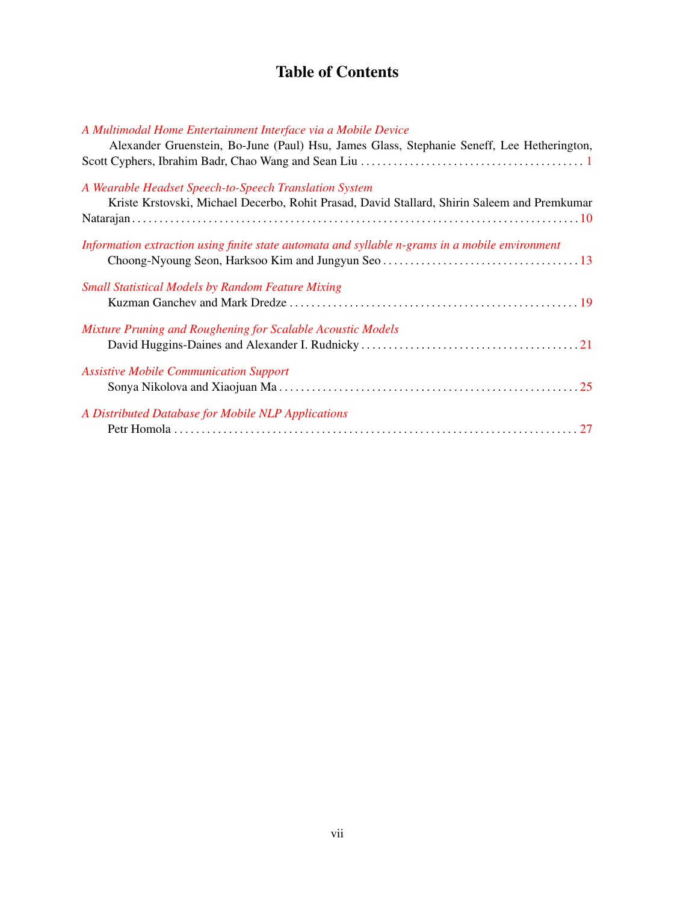# Table of Contents

*A Multimodal Home Entertainment Interface via a Mobile Device*
Alexander Gruenstein, Bo-June (Paul) Hsu, James Glass, Stephanie Seneff, Lee Hetherington, Scott Cyphers, Ibrahim Badr, Chao Wang and Sean Liu . . . . . . . . . . . . . . . . . . . . . . . . . . . . . . . . . . . . . . . . . 1

*A Wearable Headset Speech-to-Speech Translation System*
Kriste Krstovski, Michael Decerbo, Rohit Prasad, David Stallard, Shirin Saleem and Premkumar Natarajan . . . . . . . . . . . . . . . . . . . . . . . . . . . . . . . . . . . . . . . . . . . . . . . . . . . . . . . . . . . . . . . . . . . . . . . . . . 10

*Information extraction using finite state automata and syllable n-grams in a mobile environment*
Choong-Nyoung Seon, Harksoo Kim and Jungyun Seo . . . . . . . . . . . . . . . . . . . . . . . . . . . . . . . . . . . 13

*Small Statistical Models by Random Feature Mixing*
Kuzman Ganchev and Mark Dredze . . . . . . . . . . . . . . . . . . . . . . . . . . . . . . . . . . . . . . . . . . . . . . . . . . . . 19

*Mixture Pruning and Roughening for Scalable Acoustic Models*
David Huggins-Daines and Alexander I. Rudnicky . . . . . . . . . . . . . . . . . . . . . . . . . . . . . . . . . . . . . . . 21

*Assistive Mobile Communication Support*
Sonya Nikolova and Xiaojuan Ma . . . . . . . . . . . . . . . . . . . . . . . . . . . . . . . . . . . . . . . . . . . . . . . . . . . . . . 25

*A Distributed Database for Mobile NLP Applications*
Petr Homola . . . . . . . . . . . . . . . . . . . . . . . . . . . . . . . . . . . . . . . . . . . . . . . . . . . . . . . . . . . . . . . . . . . . . . . . . 27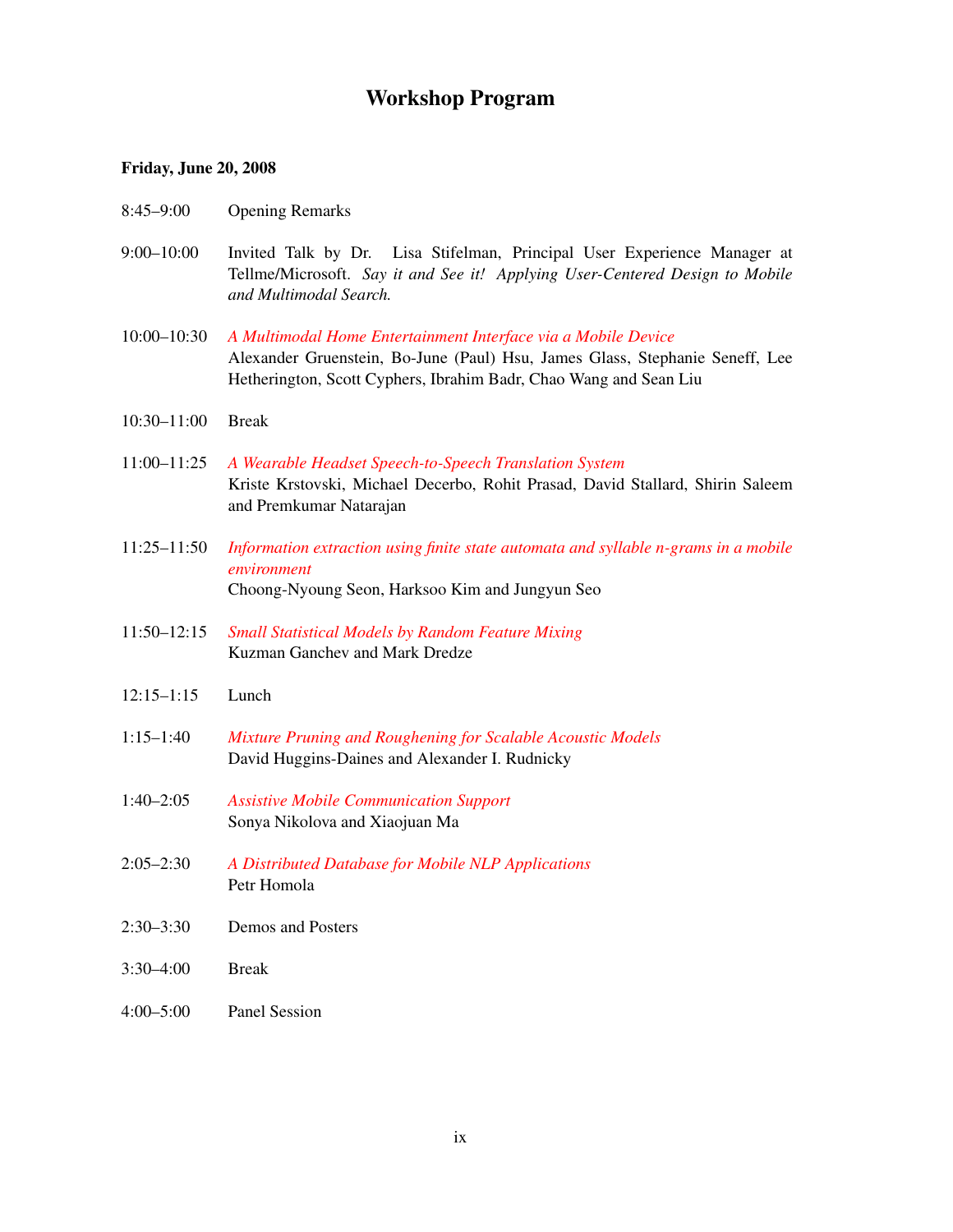# Workshop Program

**Friday, June 20, 2008**

8:45–9:00 Opening Remarks

9:00–10:00 Invited Talk by Dr. Lisa Stifelman, Principal User Experience Manager at Tellme/Microsoft. *Say it and See it! Applying User-Centered Design to Mobile and Multimodal Search.*

10:00–10:30 *A Multimodal Home Entertainment Interface via a Mobile Device*
Alexander Gruenstein, Bo-June (Paul) Hsu, James Glass, Stephanie Seneff, Lee Hetherington, Scott Cyphers, Ibrahim Badr, Chao Wang and Sean Liu

10:30–11:00 Break

11:00–11:25 *A Wearable Headset Speech-to-Speech Translation System*
Kriste Krstovski, Michael Decerbo, Rohit Prasad, David Stallard, Shirin Saleem and Premkumar Natarajan

11:25–11:50 *Information extraction using finite state automata and syllable n-grams in a mobile environment*
Choong-Nyoung Seon, Harksoo Kim and Jungyun Seo

11:50–12:15 *Small Statistical Models by Random Feature Mixing*
Kuzman Ganchev and Mark Dredze

12:15–1:15 Lunch

1:15–1:40 *Mixture Pruning and Roughening for Scalable Acoustic Models*
David Huggins-Daines and Alexander I. Rudnicky

1:40–2:05 *Assistive Mobile Communication Support*
Sonya Nikolova and Xiaojuan Ma

2:05–2:30 *A Distributed Database for Mobile NLP Applications*
Petr Homola

2:30–3:30 Demos and Posters

3:30–4:00 Break

4:00–5:00 Panel Session